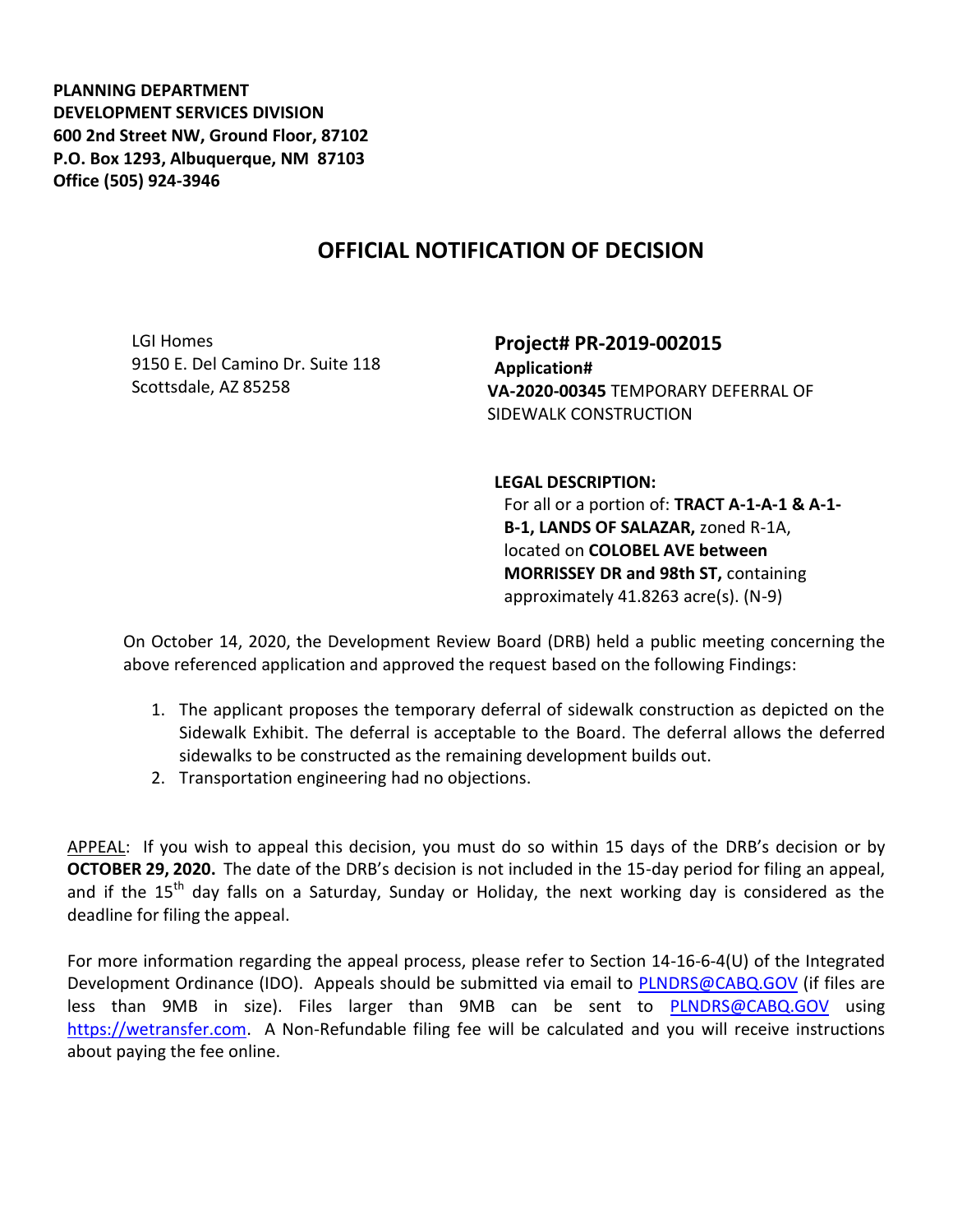**PLANNING DEPARTMENT**
**DEVELOPMENT SERVICES DIVISION**
**600 2nd Street NW, Ground Floor, 87102**
**P.O. Box 1293, Albuquerque, NM 87103**
**Office (505) 924-3946**

# OFFICIAL NOTIFICATION OF DECISION

LGI Homes
9150 E. Del Camino Dr. Suite 118
Scottsdale, AZ 85258

**Project# PR-2019-002015**
**Application#**
**VA-2020-00345** TEMPORARY DEFERRAL OF SIDEWALK CONSTRUCTION

**LEGAL DESCRIPTION:**
For all or a portion of: **TRACT A-1-A-1 & A-1-B-1, LANDS OF SALAZAR,** zoned R-1A, located on **COLOBEL AVE between MORRISSEY DR and 98th ST,** containing approximately 41.8263 acre(s). (N-9)

On October 14, 2020, the Development Review Board (DRB) held a public meeting concerning the above referenced application and approved the request based on the following Findings:

1. The applicant proposes the temporary deferral of sidewalk construction as depicted on the Sidewalk Exhibit. The deferral is acceptable to the Board. The deferral allows the deferred sidewalks to be constructed as the remaining development builds out.
2. Transportation engineering had no objections.

APPEAL: If you wish to appeal this decision, you must do so within 15 days of the DRB's decision or by **OCTOBER 29, 2020.** The date of the DRB's decision is not included in the 15-day period for filing an appeal, and if the 15th day falls on a Saturday, Sunday or Holiday, the next working day is considered as the deadline for filing the appeal.

For more information regarding the appeal process, please refer to Section 14-16-6-4(U) of the Integrated Development Ordinance (IDO). Appeals should be submitted via email to PLNDRS@CABQ.GOV (if files are less than 9MB in size). Files larger than 9MB can be sent to PLNDRS@CABQ.GOV using https://wetransfer.com. A Non-Refundable filing fee will be calculated and you will receive instructions about paying the fee online.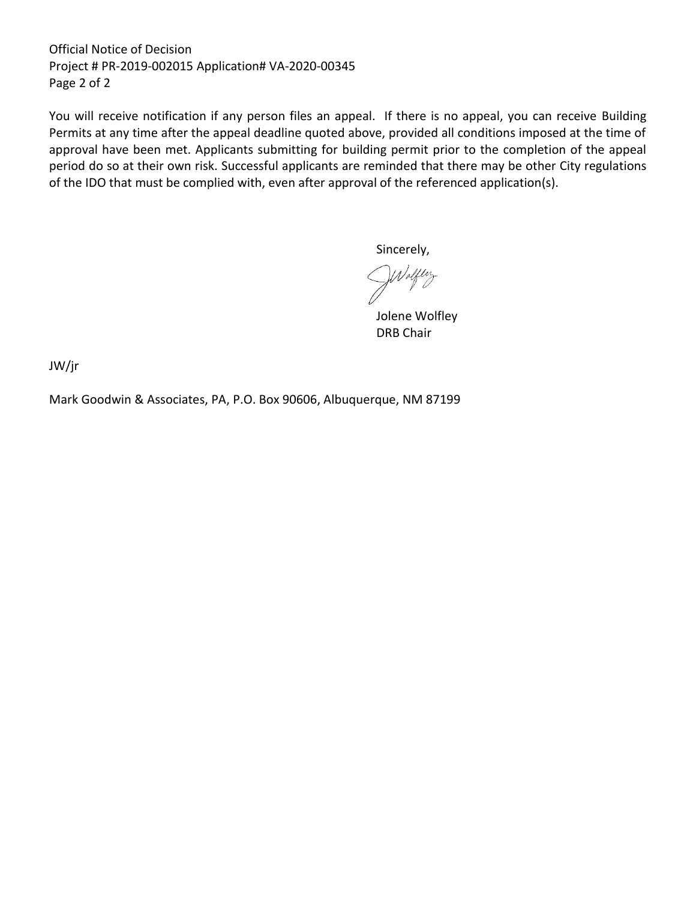You will receive notification if any person files an appeal. If there is no appeal, you can receive Building Permits at any time after the appeal deadline quoted above, provided all conditions imposed at the time of approval have been met. Applicants submitting for building permit prior to the completion of the appeal period do so at their own risk. Successful applicants are reminded that there may be other City regulations of the IDO that must be complied with, even after approval of the referenced application(s).

Sincerely,

JWolfley

Jolene Wolfley
DRB Chair

JW/jr

Mark Goodwin & Associates, PA, P.O. Box 90606, Albuquerque, NM 87199